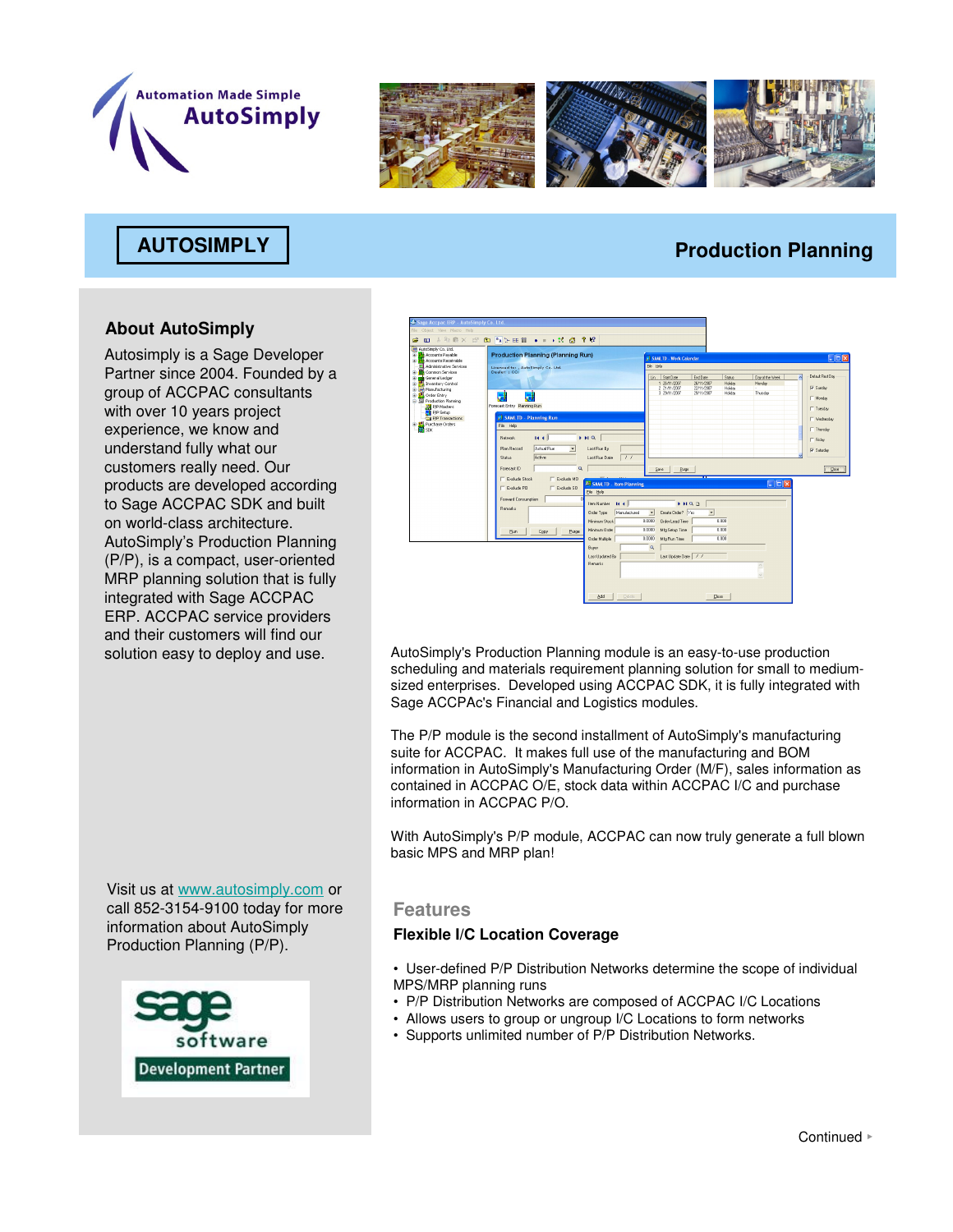Automation Made Simple

AutoSimply

# AUTOSIMPLY

# Production Planning

## About AutoSimply

Autosimply is a Sage Developer Partner since 2004. Founded by a group of ACCPAC consultants with over 10 years project experience, we know and understand fully what our customers really need. Our products are developed according to Sage ACCPAC SDK and built on world-class architecture. AutoSimply's Production Planning (P/P), is a compact, user-oriented MRP planning solution that is fully integrated with Sage ACCPAC ERP. ACCPAC service providers and their customers will find our solution easy to deploy and use.

Visit us at www.autosimply.com or call 852-3154-9100 today for more information about AutoSimply Production Planning (P/P).

sage software Development Partner

AutoSimply's Production Planning module is an easy-to-use production scheduling and materials requirement planning solution for small to medium-sized enterprises. Developed using ACCPAC SDK, it is fully integrated with Sage ACCPAc's Financial and Logistics modules.

The P/P module is the second installment of AutoSimply's manufacturing suite for ACCPAC. It makes full use of the manufacturing and BOM information in AutoSimply's Manufacturing Order (M/F), sales information as contained in ACCPAC O/E, stock data within ACCPAC I/C and purchase information in ACCPAC P/O.

With AutoSimply's P/P module, ACCPAC can now truly generate a full blown basic MPS and MRP plan!

## Features

### Flexible I/C Location Coverage

- User-defined P/P Distribution Networks determine the scope of individual MPS/MRP planning runs
- P/P Distribution Networks are composed of ACCPAC I/C Locations
- Allows users to group or ungroup I/C Locations to form networks
- Supports unlimited number of P/P Distribution Networks.

Continued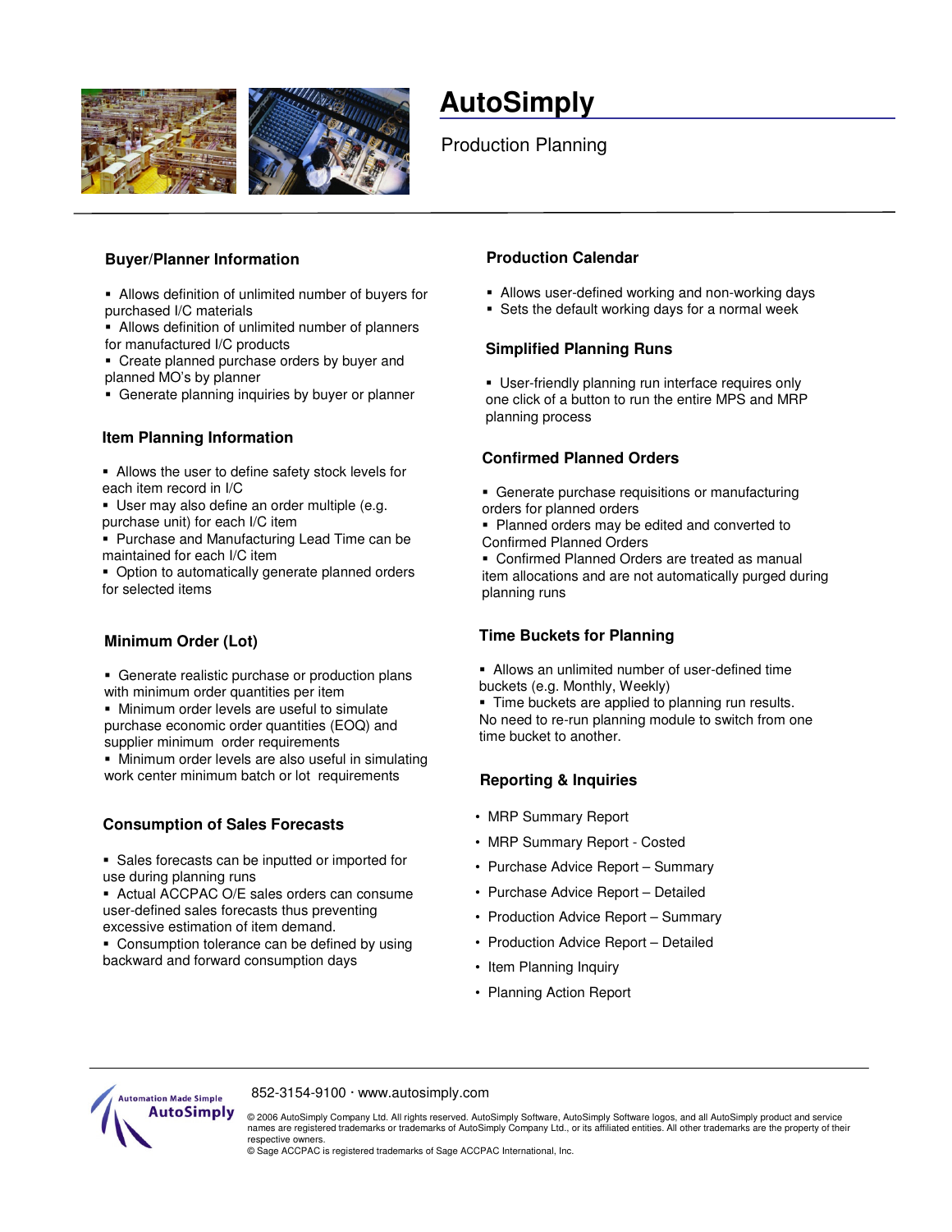# AutoSimply

Production Planning

### Buyer/Planner Information

- Allows definition of unlimited number of buyers for purchased I/C materials
- Allows definition of unlimited number of planners for manufactured I/C products
- Create planned purchase orders by buyer and planned MO's by planner
- Generate planning inquiries by buyer or planner

### Item Planning Information

- Allows the user to define safety stock levels for each item record in I/C
- User may also define an order multiple (e.g. purchase unit) for each I/C item
- Purchase and Manufacturing Lead Time can be maintained for each I/C item
- Option to automatically generate planned orders for selected items

### Minimum Order (Lot)

- Generate realistic purchase or production plans with minimum order quantities per item
- Minimum order levels are useful to simulate purchase economic order quantities (EOQ) and supplier minimum order requirements
- Minimum order levels are also useful in simulating work center minimum batch or lot requirements

### Consumption of Sales Forecasts

- Sales forecasts can be inputted or imported for use during planning runs
- Actual ACCPAC O/E sales orders can consume user-defined sales forecasts thus preventing excessive estimation of item demand.
- Consumption tolerance can be defined by using backward and forward consumption days

### Production Calendar

- Allows user-defined working and non-working days
- Sets the default working days for a normal week

### Simplified Planning Runs

- User-friendly planning run interface requires only one click of a button to run the entire MPS and MRP planning process

### Confirmed Planned Orders

- Generate purchase requisitions or manufacturing orders for planned orders
- Planned orders may be edited and converted to Confirmed Planned Orders
- Confirmed Planned Orders are treated as manual item allocations and are not automatically purged during planning runs

### Time Buckets for Planning

- Allows an unlimited number of user-defined time buckets (e.g. Monthly, Weekly)
- Time buckets are applied to planning run results. No need to re-run planning module to switch from one time bucket to another.

### Reporting & Inquiries

- MRP Summary Report
- MRP Summary Report - Costed
- Purchase Advice Report – Summary
- Purchase Advice Report – Detailed
- Production Advice Report – Summary
- Production Advice Report – Detailed
- Item Planning Inquiry
- Planning Action Report

Automation Made Simple
AutoSimply

852-3154-9100 · www.autosimply.com

© 2006 AutoSimply Company Ltd. All rights reserved. AutoSimply Software, AutoSimply Software logos, and all AutoSimply product and service names are registered trademarks or trademarks of AutoSimply Company Ltd., or its affiliated entities. All other trademarks are the property of their respective owners.
© Sage ACCPAC is registered trademarks of Sage ACCPAC International, Inc.